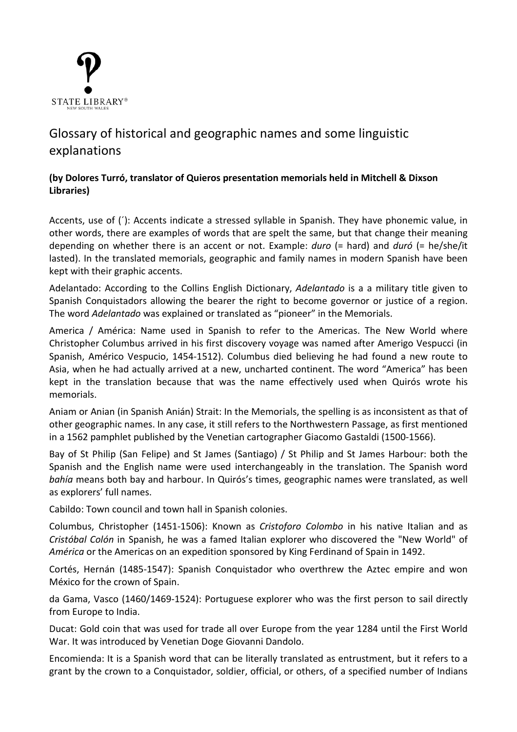STATE LIBRARY® NEW SOUTH WALES

# Glossary of historical and geographic names and some linguistic explanations

**(by Dolores Turró, translator of Quieros presentation memorials held in Mitchell & Dixson Libraries)**

Accents, use of (´): Accents indicate a stressed syllable in Spanish. They have phonemic value, in other words, there are examples of words that are spelt the same, but that change their meaning depending on whether there is an accent or not. Example: *duro* (= hard) and *duró* (= he/she/it lasted). In the translated memorials, geographic and family names in modern Spanish have been kept with their graphic accents.

Adelantado: According to the Collins English Dictionary, *Adelantado* is a a military title given to Spanish Conquistadors allowing the bearer the right to become governor or justice of a region. The word *Adelantado* was explained or translated as "pioneer" in the Memorials.

America / América: Name used in Spanish to refer to the Americas. The New World where Christopher Columbus arrived in his first discovery voyage was named after Amerigo Vespucci (in Spanish, Américo Vespucio, 1454-1512). Columbus died believing he had found a new route to Asia, when he had actually arrived at a new, uncharted continent. The word "America" has been kept in the translation because that was the name effectively used when Quirós wrote his memorials.

Aniam or Anian (in Spanish Anián) Strait: In the Memorials, the spelling is as inconsistent as that of other geographic names. In any case, it still refers to the Northwestern Passage, as first mentioned in a 1562 pamphlet published by the Venetian cartographer Giacomo Gastaldi (1500-1566).

Bay of St Philip (San Felipe) and St James (Santiago) / St Philip and St James Harbour: both the Spanish and the English name were used interchangeably in the translation. The Spanish word *bahía* means both bay and harbour. In Quirós's times, geographic names were translated, as well as explorers' full names.

Cabildo: Town council and town hall in Spanish colonies.

Columbus, Christopher (1451-1506): Known as *Cristoforo Colombo* in his native Italian and as *Cristóbal Colón* in Spanish, he was a famed Italian explorer who discovered the "New World" of *América* or the Americas on an expedition sponsored by King Ferdinand of Spain in 1492.

Cortés, Hernán (1485-1547): Spanish Conquistador who overthrew the Aztec empire and won México for the crown of Spain.

da Gama, Vasco (1460/1469-1524): Portuguese explorer who was the first person to sail directly from Europe to India.

Ducat: Gold coin that was used for trade all over Europe from the year 1284 until the First World War. It was introduced by Venetian Doge Giovanni Dandolo.

Encomienda: It is a Spanish word that can be literally translated as entrustment, but it refers to a grant by the crown to a Conquistador, soldier, official, or others, of a specified number of Indians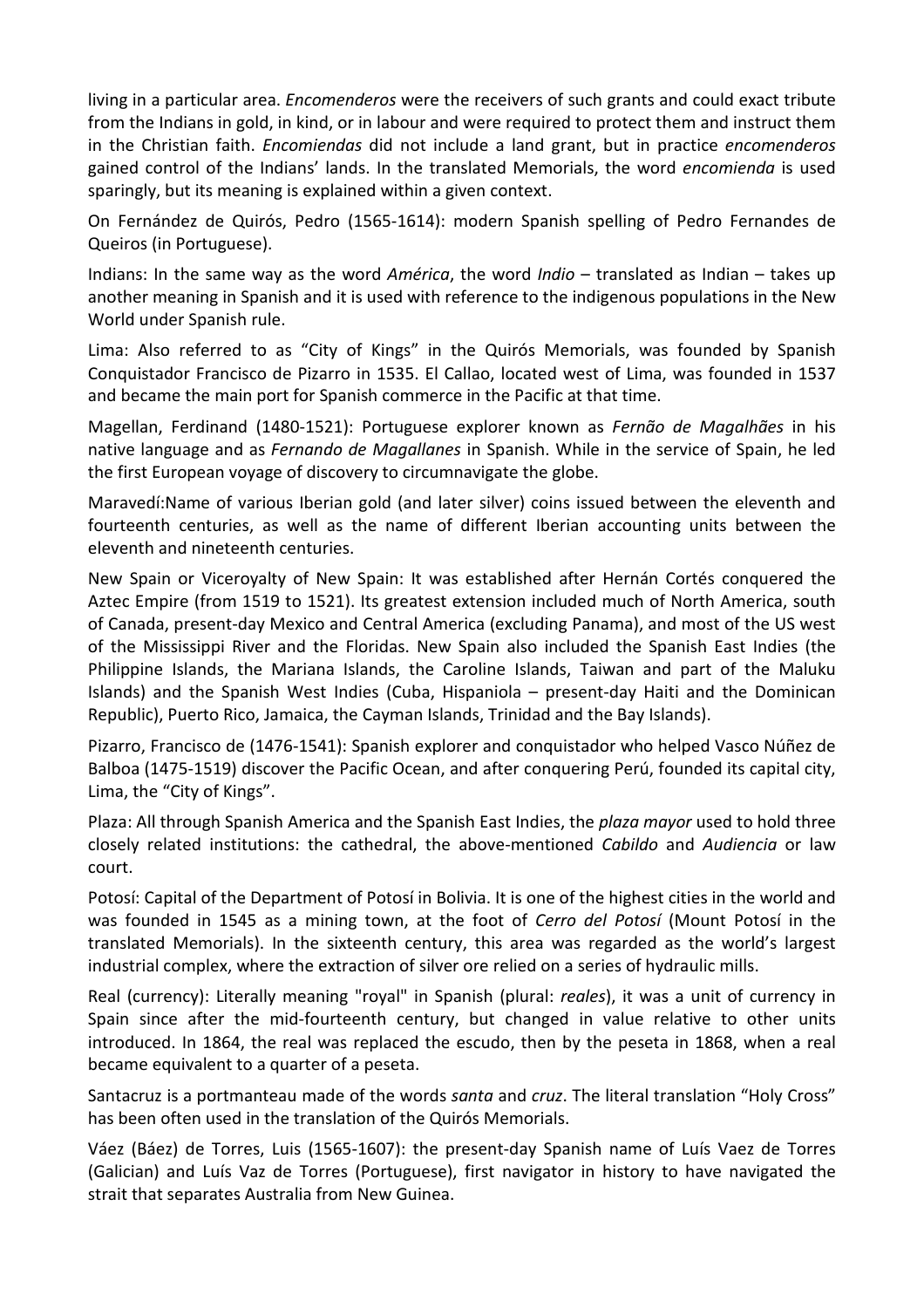living in a particular area. *Encomenderos* were the receivers of such grants and could exact tribute from the Indians in gold, in kind, or in labour and were required to protect them and instruct them in the Christian faith. *Encomiendas* did not include a land grant, but in practice *encomenderos* gained control of the Indians' lands. In the translated Memorials, the word *encomienda* is used sparingly, but its meaning is explained within a given context.

On Fernández de Quirós, Pedro (1565-1614): modern Spanish spelling of Pedro Fernandes de Queiros (in Portuguese).

Indians: In the same way as the word *América*, the word *Indio* – translated as Indian – takes up another meaning in Spanish and it is used with reference to the indigenous populations in the New World under Spanish rule.

Lima: Also referred to as "City of Kings" in the Quirós Memorials, was founded by Spanish Conquistador Francisco de Pizarro in 1535. El Callao, located west of Lima, was founded in 1537 and became the main port for Spanish commerce in the Pacific at that time.

Magellan, Ferdinand (1480-1521): Portuguese explorer known as *Fernão de Magalhães* in his native language and as *Fernando de Magallanes* in Spanish. While in the service of Spain, he led the first European voyage of discovery to circumnavigate the globe.

Maravedí:Name of various Iberian gold (and later silver) coins issued between the eleventh and fourteenth centuries, as well as the name of different Iberian accounting units between the eleventh and nineteenth centuries.

New Spain or Viceroyalty of New Spain: It was established after Hernán Cortés conquered the Aztec Empire (from 1519 to 1521). Its greatest extension included much of North America, south of Canada, present-day Mexico and Central America (excluding Panama), and most of the US west of the Mississippi River and the Floridas. New Spain also included the Spanish East Indies (the Philippine Islands, the Mariana Islands, the Caroline Islands, Taiwan and part of the Maluku Islands) and the Spanish West Indies (Cuba, Hispaniola – present-day Haiti and the Dominican Republic), Puerto Rico, Jamaica, the Cayman Islands, Trinidad and the Bay Islands).

Pizarro, Francisco de (1476-1541): Spanish explorer and conquistador who helped Vasco Núñez de Balboa (1475-1519) discover the Pacific Ocean, and after conquering Perú, founded its capital city, Lima, the "City of Kings".

Plaza: All through Spanish America and the Spanish East Indies, the *plaza mayor* used to hold three closely related institutions: the cathedral, the above-mentioned *Cabildo* and *Audiencia* or law court.

Potosí: Capital of the Department of Potosí in Bolivia. It is one of the highest cities in the world and was founded in 1545 as a mining town, at the foot of *Cerro del Potosí* (Mount Potosí in the translated Memorials). In the sixteenth century, this area was regarded as the world's largest industrial complex, where the extraction of silver ore relied on a series of hydraulic mills.

Real (currency): Literally meaning "royal" in Spanish (plural: *reales*), it was a unit of currency in Spain since after the mid-fourteenth century, but changed in value relative to other units introduced. In 1864, the real was replaced the escudo, then by the peseta in 1868, when a real became equivalent to a quarter of a peseta.

Santacruz is a portmanteau made of the words *santa* and *cruz*. The literal translation "Holy Cross" has been often used in the translation of the Quirós Memorials.

Váez (Báez) de Torres, Luis (1565-1607): the present-day Spanish name of Luís Vaez de Torres (Galician) and Luís Vaz de Torres (Portuguese), first navigator in history to have navigated the strait that separates Australia from New Guinea.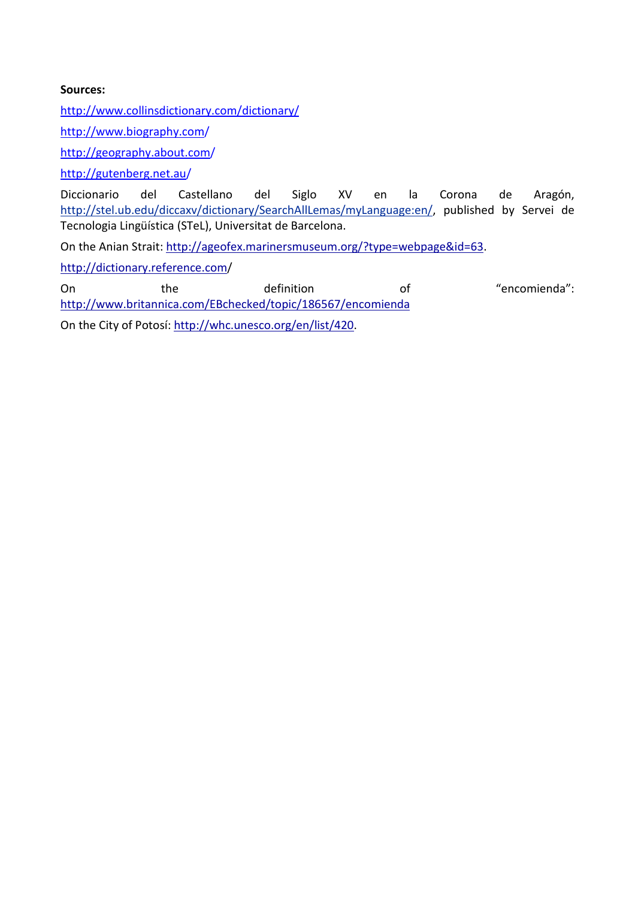**Sources:**

http://www.collinsdictionary.com/dictionary/

http://www.biography.com/

http://geography.about.com/

http://gutenberg.net.au/

Diccionario del Castellano del Siglo XV en la Corona de Aragón, http://stel.ub.edu/diccaxv/dictionary/SearchAllLemas/myLanguage:en/, published by Servei de Tecnologia Lingüística (STeL), Universitat de Barcelona.

On the Anian Strait: http://ageofex.marinersmuseum.org/?type=webpage&id=63.

http://dictionary.reference.com/

On the definition of "encomienda": http://www.britannica.com/EBchecked/topic/186567/encomienda

On the City of Potosí: http://whc.unesco.org/en/list/420.